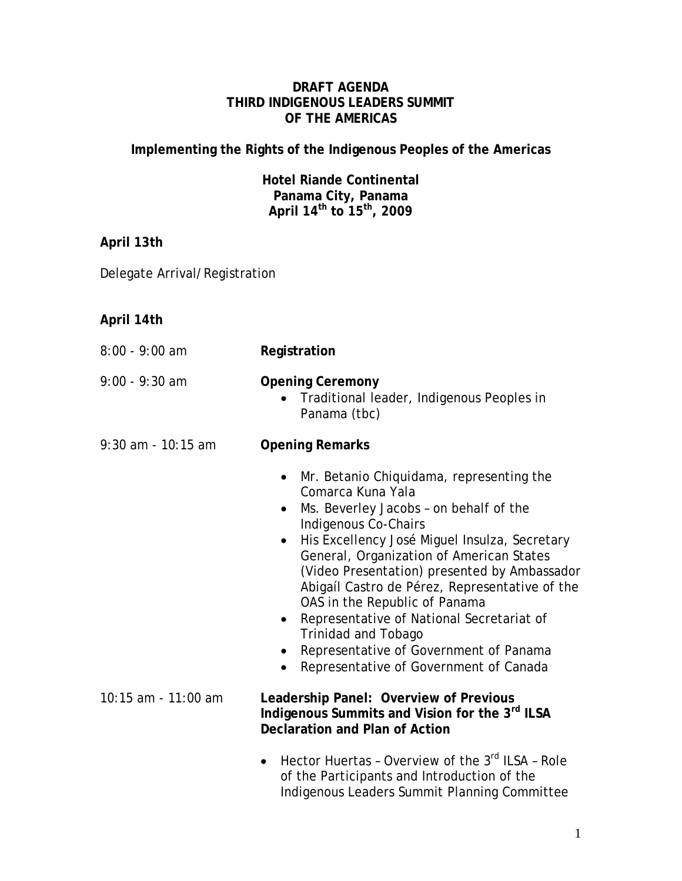# DRAFT AGENDA
# THIRD INDIGENOUS LEADERS SUMMIT
# OF THE AMERICAS

## Implementing the Rights of the Indigenous Peoples of the Americas

**Hotel Riande Continental**
**Panama City, Panama**
**April 14th to 15th, 2009**

**April 13th**

Delegate Arrival/Registration

**April 14th**

8:00 - 9:00 am — **Registration**

9:00 - 9:30 am — **Opening Ceremony**

- Traditional leader, Indigenous Peoples in Panama (tbc)

9:30 am - 10:15 am — **Opening Remarks**

- Mr. Betanio Chiquidama, representing the Comarca Kuna Yala
- Ms. Beverley Jacobs – on behalf of the Indigenous Co-Chairs
- His Excellency José Miguel Insulza, Secretary General, Organization of American States (Video Presentation) presented by Ambassador Abigaíl Castro de Pérez, Representative of the OAS in the Republic of Panama
- Representative of National Secretariat of Trinidad and Tobago
- Representative of Government of Panama
- Representative of Government of Canada

10:15 am - 11:00 am — **Leadership Panel: Overview of Previous Indigenous Summits and Vision for the 3rd ILSA Declaration and Plan of Action**

- Hector Huertas – Overview of the 3rd ILSA – Role of the Participants and Introduction of the Indigenous Leaders Summit Planning Committee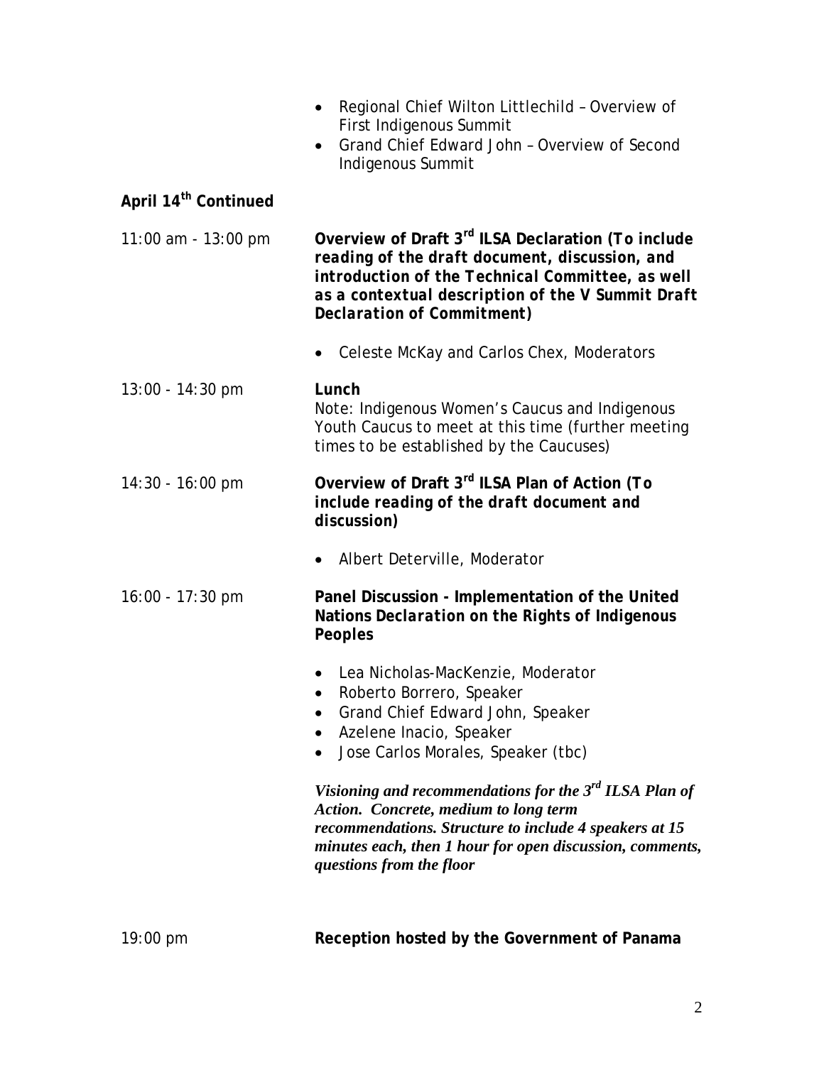- Regional Chief Wilton Littlechild – Overview of First Indigenous Summit
- Grand Chief Edward John – Overview of Second Indigenous Summit

**April 14th Continued**

11:00 am - 13:00 pm **Overview of Draft 3rd ILSA Declaration *(To include reading of the draft document, discussion, and introduction of the Technical Committee, as well as a contextual description of the V Summit Draft Declaration of Commitment)***

- Celeste McKay and Carlos Chex, Moderators

13:00 - 14:30 pm **Lunch**
Note: Indigenous Women's Caucus and Indigenous Youth Caucus to meet at this time (further meeting times to be established by the Caucuses)

14:30 - 16:00 pm **Overview of Draft 3rd ILSA Plan of Action *(To include reading of the draft document and discussion)***

- Albert Deterville, Moderator

16:00 - 17:30 pm **Panel Discussion - Implementation of the United Nations *Declaration on the Rights of Indigenous Peoples***

- Lea Nicholas-MacKenzie, Moderator
- Roberto Borrero, Speaker
- Grand Chief Edward John, Speaker
- Azelene Inacio, Speaker
- Jose Carlos Morales, Speaker (tbc)

***Visioning and recommendations for the 3rd ILSA Plan of Action. Concrete, medium to long term recommendations. Structure to include 4 speakers at 15 minutes each, then 1 hour for open discussion, comments, questions from the floor***

19:00 pm **Reception hosted by the Government of Panama**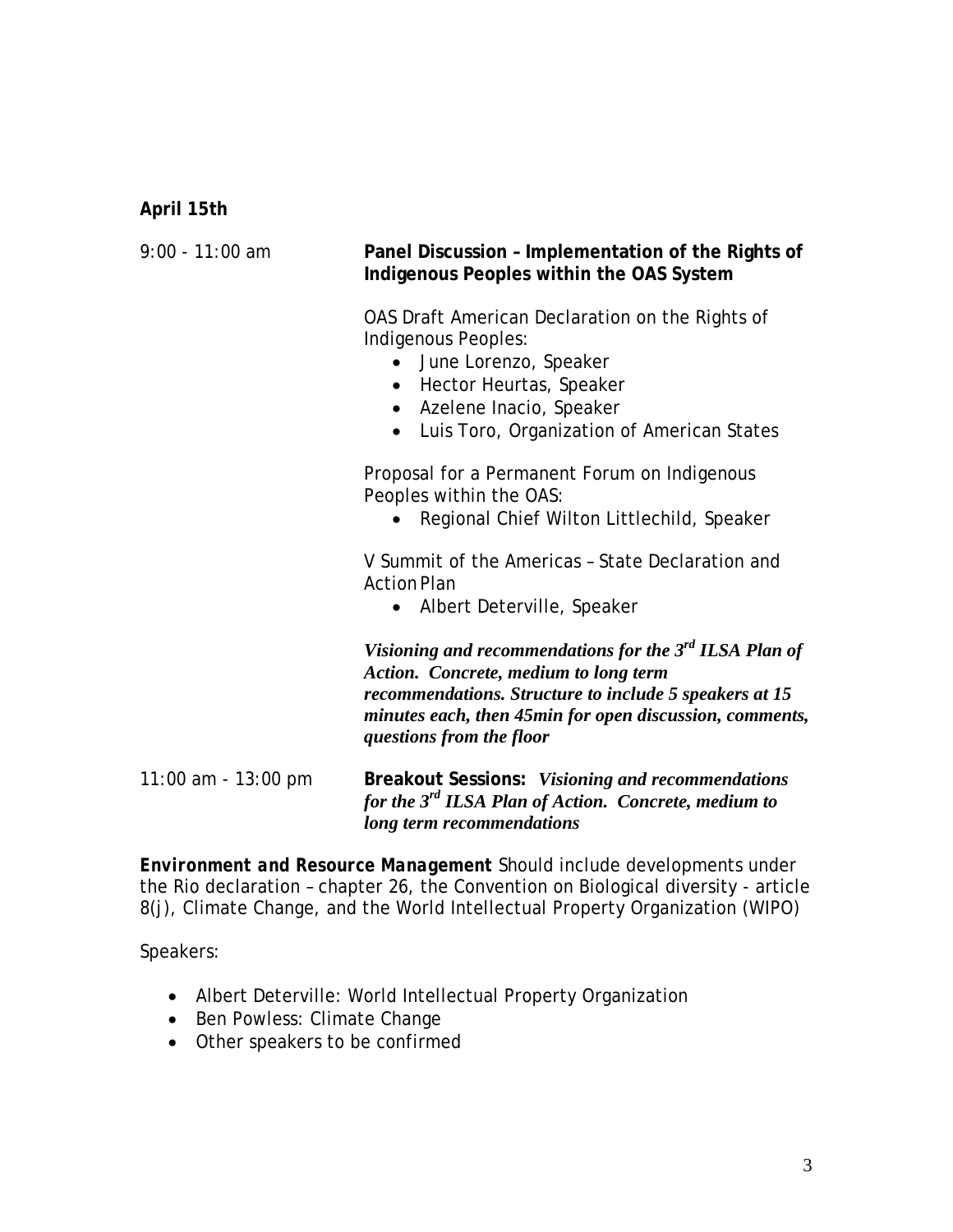**April 15th**

9:00 - 11:00 am

**Panel Discussion – Implementation of the Rights of Indigenous Peoples within the OAS System**

OAS Draft American Declaration on the Rights of Indigenous Peoples:

- June Lorenzo, Speaker
- Hector Heurtas, Speaker
- Azelene Inacio, Speaker
- Luis Toro, Organization of American States

Proposal for a Permanent Forum on Indigenous Peoples within the OAS:

- Regional Chief Wilton Littlechild, Speaker

V Summit of the Americas – State Declaration and Action Plan

- Albert Deterville, Speaker

***Visioning and recommendations for the 3rd ILSA Plan of Action. Concrete, medium to long term recommendations. Structure to include 5 speakers at 15 minutes each, then 45min for open discussion, comments, questions from the floor***

11:00 am - 13:00 pm

**Breakout Sessions:** ***Visioning and recommendations for the 3rd ILSA Plan of Action. Concrete, medium to long term recommendations***

***Environment and Resource Management*** Should include developments under the Rio declaration – chapter 26, the Convention on Biological diversity - article 8(j), Climate Change, and the World Intellectual Property Organization (WIPO)

Speakers:

- Albert Deterville: World Intellectual Property Organization
- Ben Powless: Climate Change
- Other speakers to be confirmed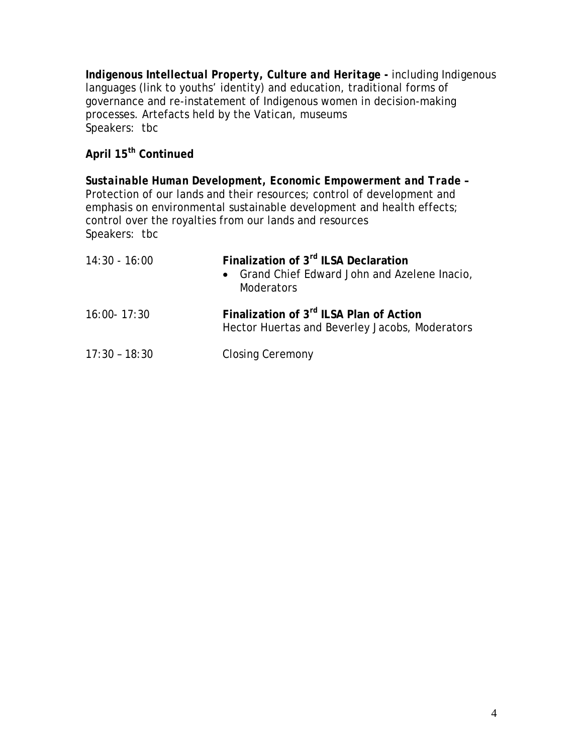***Indigenous Intellectual Property, Culture and Heritage -*** including Indigenous languages (link to youths' identity) and education, traditional forms of governance and re-instatement of Indigenous women in decision-making processes. Artefacts held by the Vatican, museums
Speakers: tbc

**April 15th Continued**

***Sustainable Human Development, Economic Empowerment and Trade –*** Protection of our lands and their resources; control of development and emphasis on environmental sustainable development and health effects; control over the royalties from our lands and resources
Speakers: tbc

| | |
|---|---|
| 14:30 - 16:00 | **Finalization of 3rd ILSA Declaration**<br>• Grand Chief Edward John and Azelene Inacio, Moderators |
| 16:00- 17:30 | **Finalization of 3rd ILSA Plan of Action**<br>Hector Huertas and Beverley Jacobs, Moderators |
| 17:30 – 18:30 | Closing Ceremony |